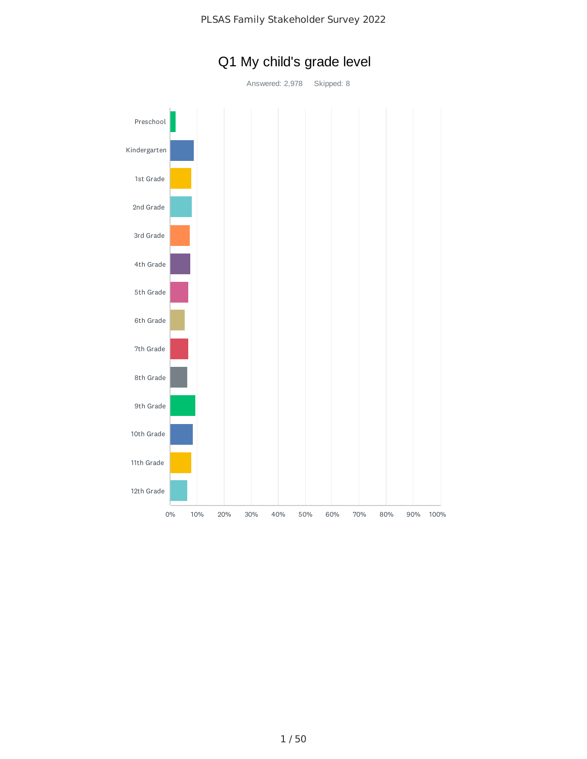# Q1 My child's grade level

Answered: 2,978 Skipped: 8

| Grade |
|---|
| Preschool |
| Kindergarten |
| 1st Grade |
| 2nd Grade |
| 3rd Grade |
| 4th Grade |
| 5th Grade |
| 6th Grade |
| 7th Grade |
| 8th Grade |
| 9th Grade |
| 10th Grade |
| 11th Grade |
| 12th Grade |

0% 10% 20% 30% 40% 50% 60% 70% 80% 90% 100%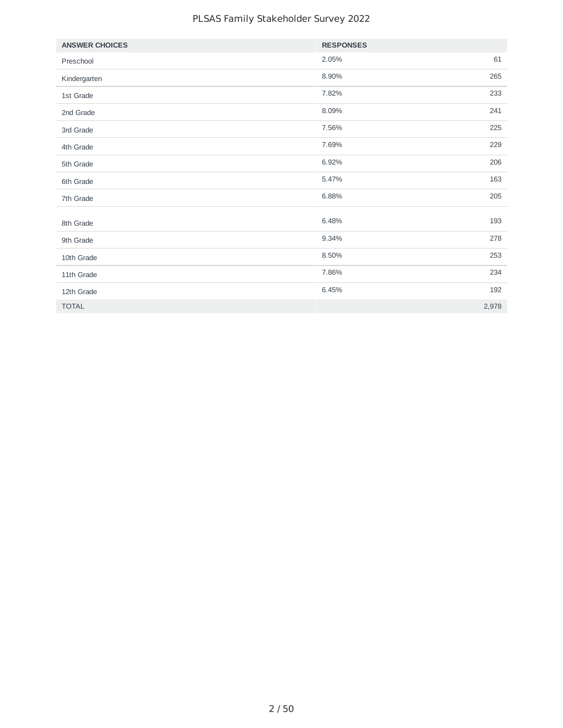| ANSWER CHOICES | RESPONSES | |
|---|---|---|
| Preschool | 2.05% | 61 |
| Kindergarten | 8.90% | 265 |
| 1st Grade | 7.82% | 233 |
| 2nd Grade | 8.09% | 241 |
| 3rd Grade | 7.56% | 225 |
| 4th Grade | 7.69% | 229 |
| 5th Grade | 6.92% | 206 |
| 6th Grade | 5.47% | 163 |
| 7th Grade | 6.88% | 205 |
| 8th Grade | 6.48% | 193 |
| 9th Grade | 9.34% | 278 |
| 10th Grade | 8.50% | 253 |
| 11th Grade | 7.86% | 234 |
| 12th Grade | 6.45% | 192 |
| TOTAL | | 2,978 |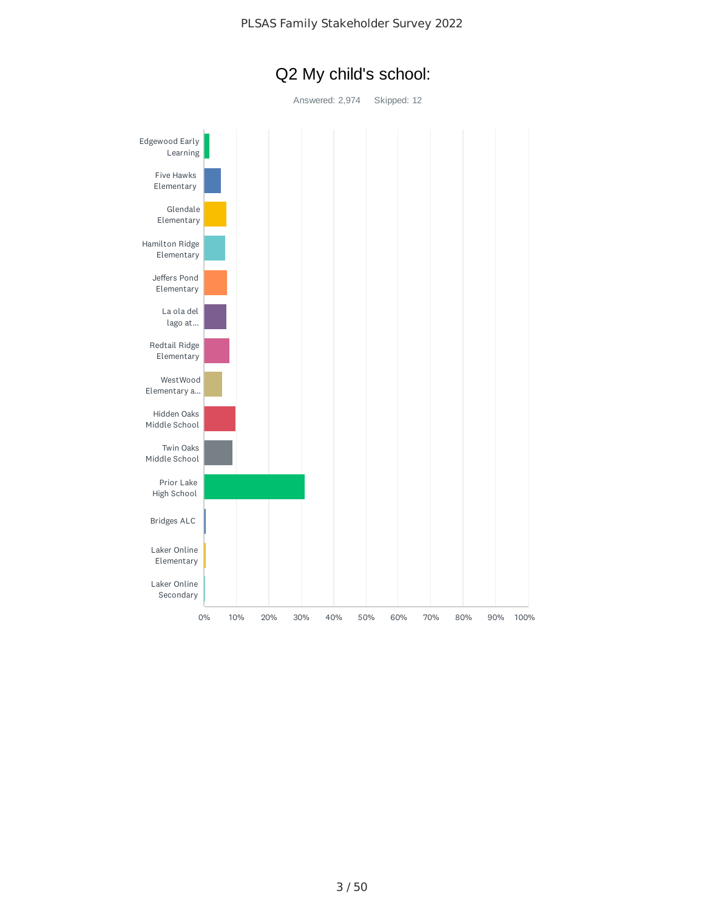# Q2 My child's school:

Answered: 2,974 Skipped: 12

- Edgewood Early Learning
- Five Hawks Elementary
- Glendale Elementary
- Hamilton Ridge Elementary
- Jeffers Pond Elementary
- La ola del lago at...
- Redtail Ridge Elementary
- WestWood Elementary a...
- Hidden Oaks Middle School
- Twin Oaks Middle School
- Prior Lake High School
- Bridges ALC
- Laker Online Elementary
- Laker Online Secondary

0% 10% 20% 30% 40% 50% 60% 70% 80% 90% 100%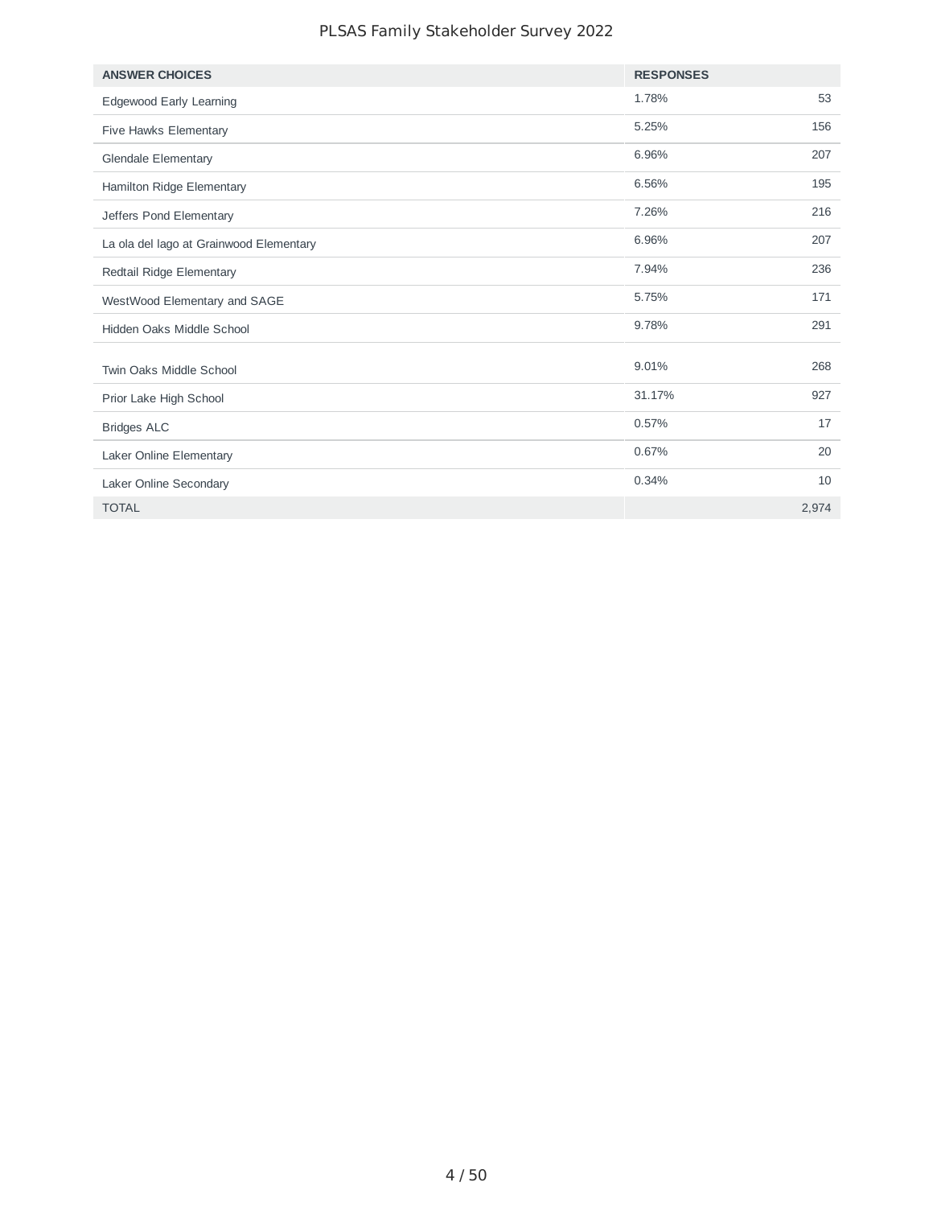| ANSWER CHOICES | RESPONSES | |
|---|---|---|
| Edgewood Early Learning | 1.78% | 53 |
| Five Hawks Elementary | 5.25% | 156 |
| Glendale Elementary | 6.96% | 207 |
| Hamilton Ridge Elementary | 6.56% | 195 |
| Jeffers Pond Elementary | 7.26% | 216 |
| La ola del lago at Grainwood Elementary | 6.96% | 207 |
| Redtail Ridge Elementary | 7.94% | 236 |
| WestWood Elementary and SAGE | 5.75% | 171 |
| Hidden Oaks Middle School | 9.78% | 291 |
| Twin Oaks Middle School | 9.01% | 268 |
| Prior Lake High School | 31.17% | 927 |
| Bridges ALC | 0.57% | 17 |
| Laker Online Elementary | 0.67% | 20 |
| Laker Online Secondary | 0.34% | 10 |
| TOTAL | | 2,974 |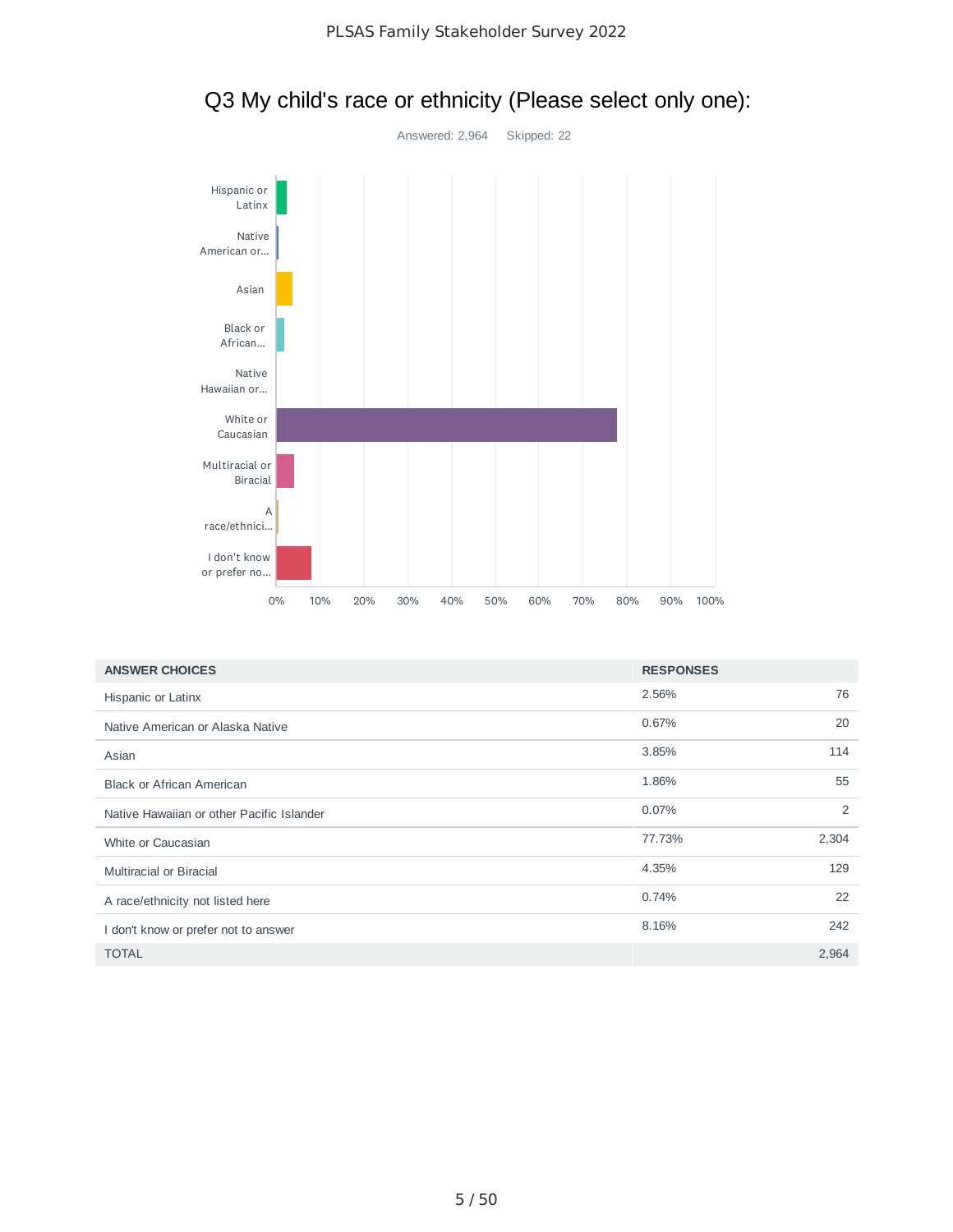# Q3 My child's race or ethnicity (Please select only one):

Answered: 2,964 Skipped: 22

| ANSWER CHOICES | RESPONSES | |
|---|---|---|
| Hispanic or Latinx | 2.56% | 76 |
| Native American or Alaska Native | 0.67% | 20 |
| Asian | 3.85% | 114 |
| Black or African American | 1.86% | 55 |
| Native Hawaiian or other Pacific Islander | 0.07% | 2 |
| White or Caucasian | 77.73% | 2,304 |
| Multiracial or Biracial | 4.35% | 129 |
| A race/ethnicity not listed here | 0.74% | 22 |
| I don't know or prefer not to answer | 8.16% | 242 |
| TOTAL | | 2,964 |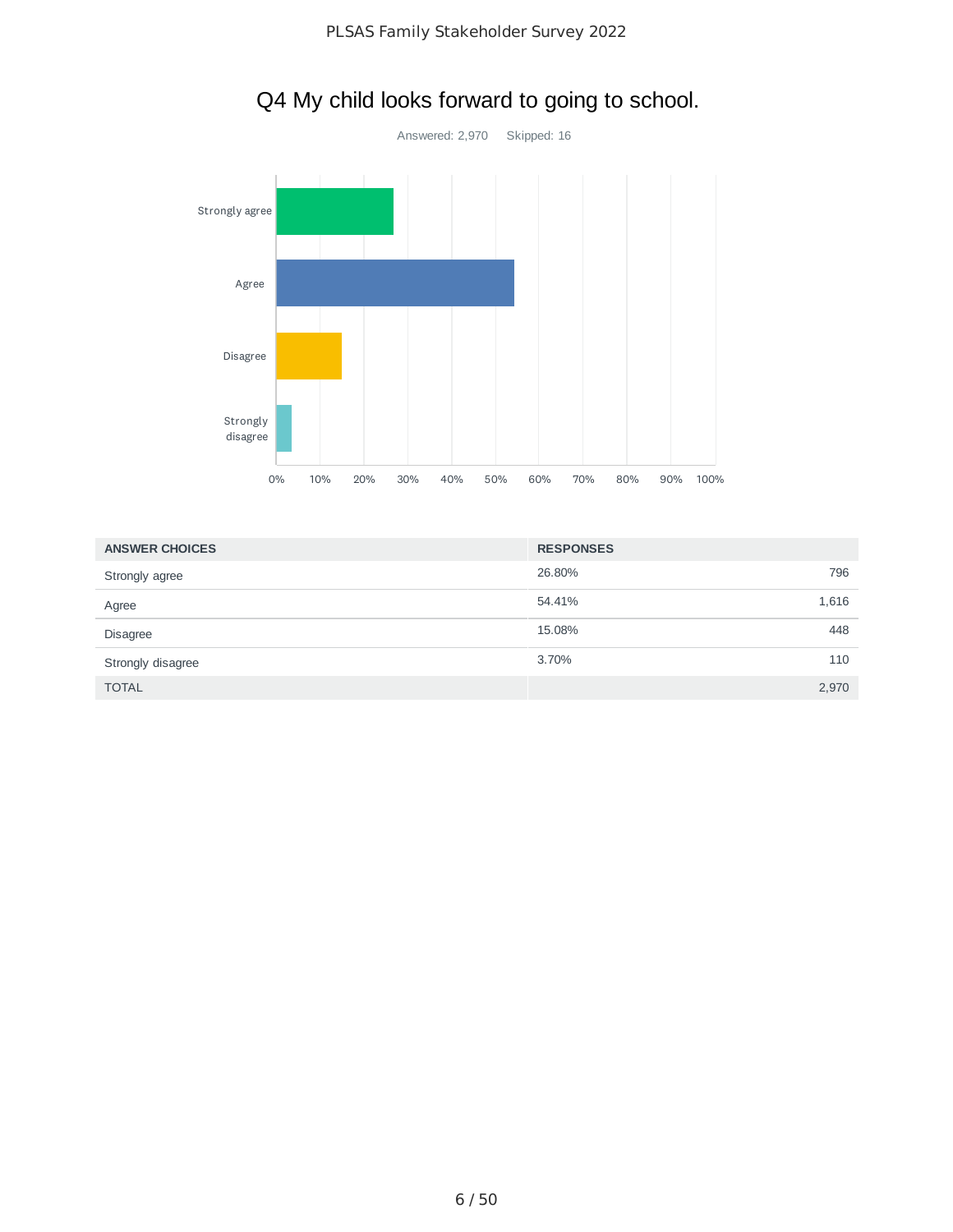## Q4 My child looks forward to going to school.

Answered: 2,970 Skipped: 16

| ANSWER CHOICES | RESPONSES | |
|---|---|---|
| Strongly agree | 26.80% | 796 |
| Agree | 54.41% | 1,616 |
| Disagree | 15.08% | 448 |
| Strongly disagree | 3.70% | 110 |
| TOTAL | | 2,970 |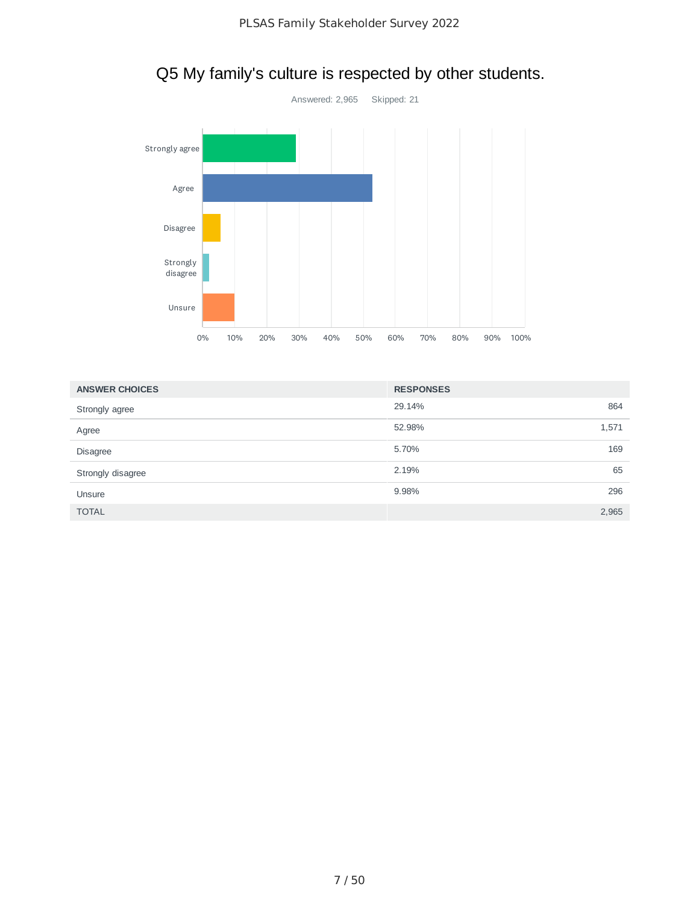## Q5 My family's culture is respected by other students.

Answered: 2,965 Skipped: 21

| ANSWER CHOICES | RESPONSES | |
|---|---|---|
| Strongly agree | 29.14% | 864 |
| Agree | 52.98% | 1,571 |
| Disagree | 5.70% | 169 |
| Strongly disagree | 2.19% | 65 |
| Unsure | 9.98% | 296 |
| TOTAL | | 2,965 |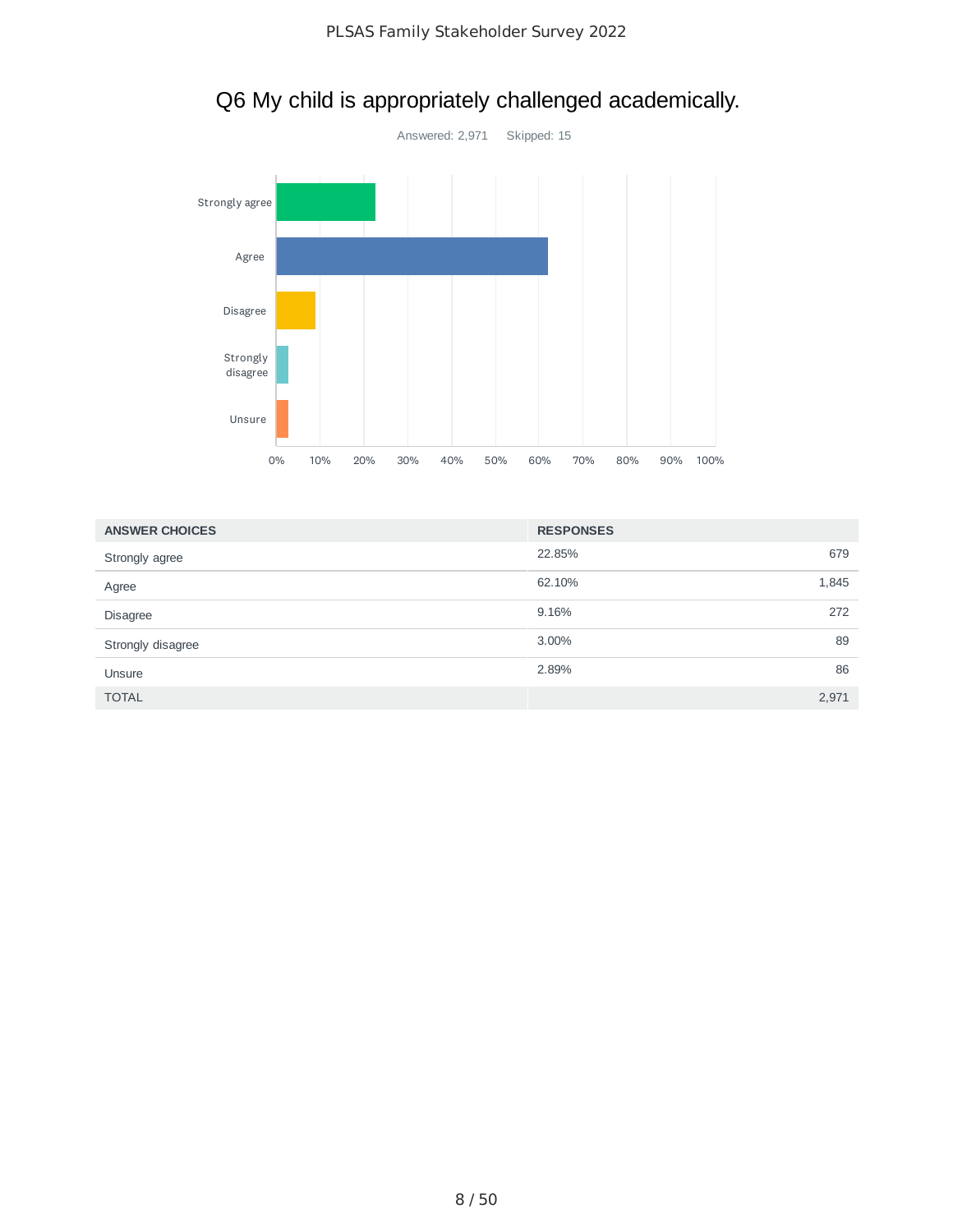## Q6 My child is appropriately challenged academically.

Answered: 2,971    Skipped: 15

| ANSWER CHOICES | RESPONSES | |
|---|---|---|
| Strongly agree | 22.85% | 679 |
| Agree | 62.10% | 1,845 |
| Disagree | 9.16% | 272 |
| Strongly disagree | 3.00% | 89 |
| Unsure | 2.89% | 86 |
| TOTAL | | 2,971 |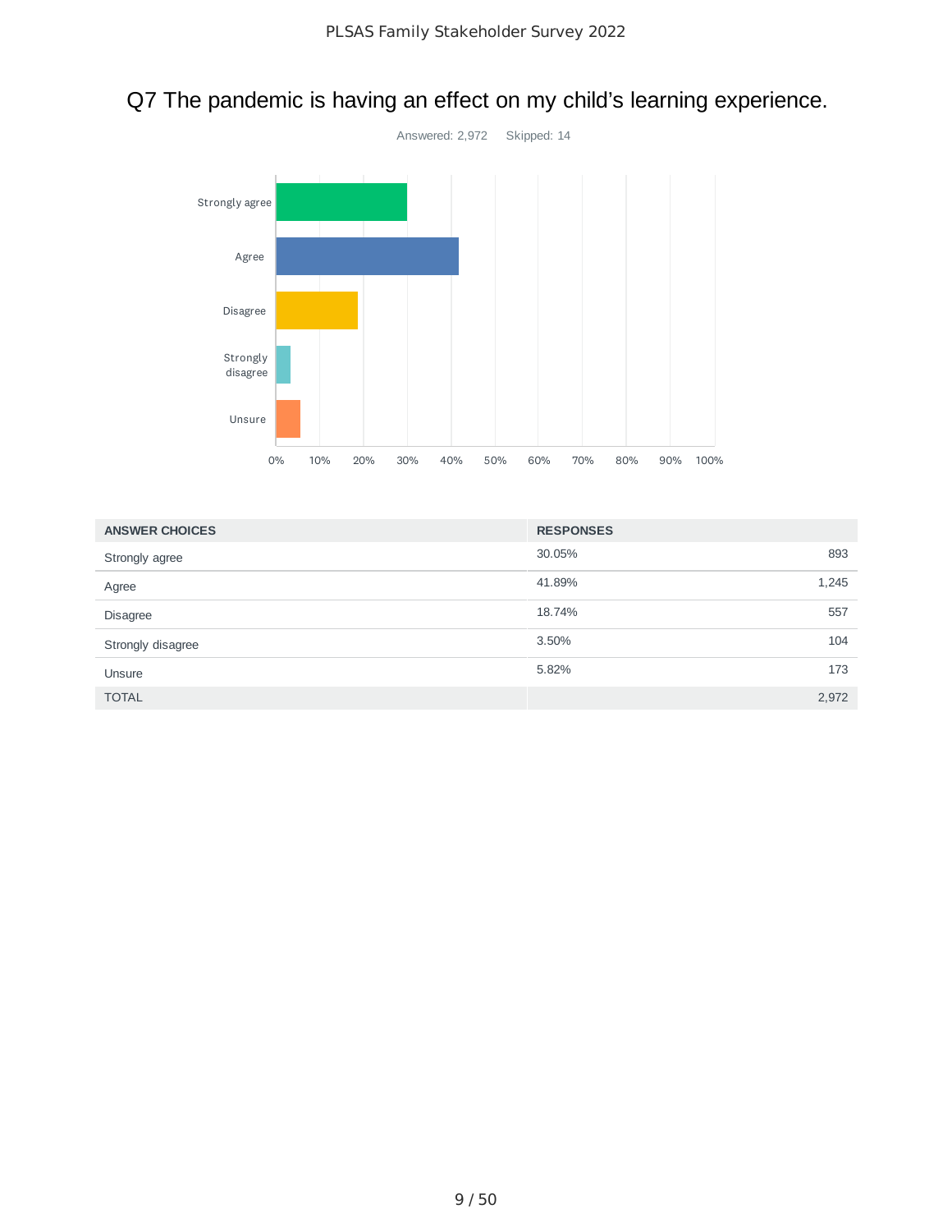# Q7 The pandemic is having an effect on my child's learning experience.

Answered: 2,972 Skipped: 14

| ANSWER CHOICES | RESPONSES | |
|---|---|---|
| Strongly agree | 30.05% | 893 |
| Agree | 41.89% | 1,245 |
| Disagree | 18.74% | 557 |
| Strongly disagree | 3.50% | 104 |
| Unsure | 5.82% | 173 |
| TOTAL | | 2,972 |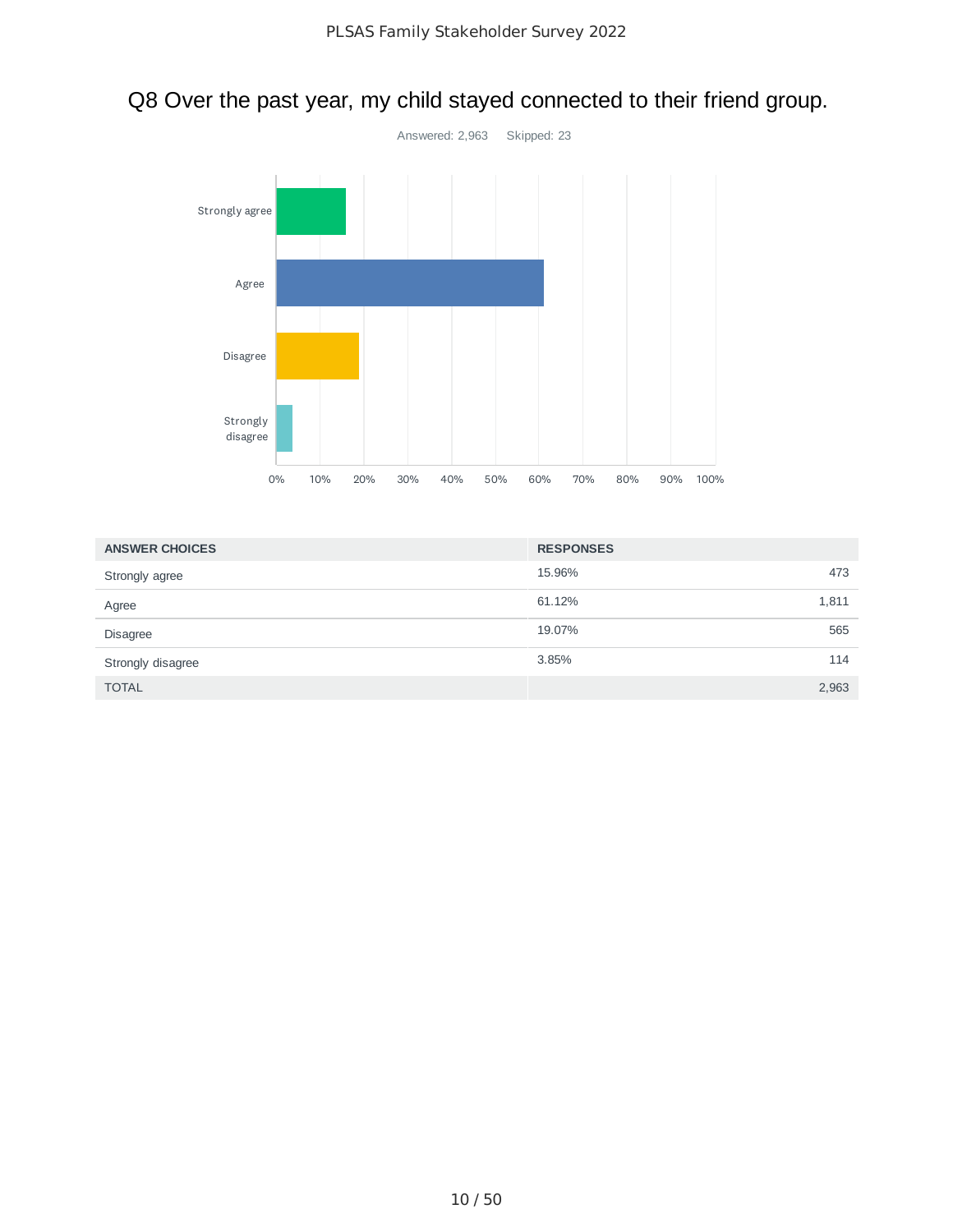## Q8 Over the past year, my child stayed connected to their friend group.

Answered: 2,963 Skipped: 23

| ANSWER CHOICES | RESPONSES | |
|---|---|---|
| Strongly agree | 15.96% | 473 |
| Agree | 61.12% | 1,811 |
| Disagree | 19.07% | 565 |
| Strongly disagree | 3.85% | 114 |
| TOTAL | | 2,963 |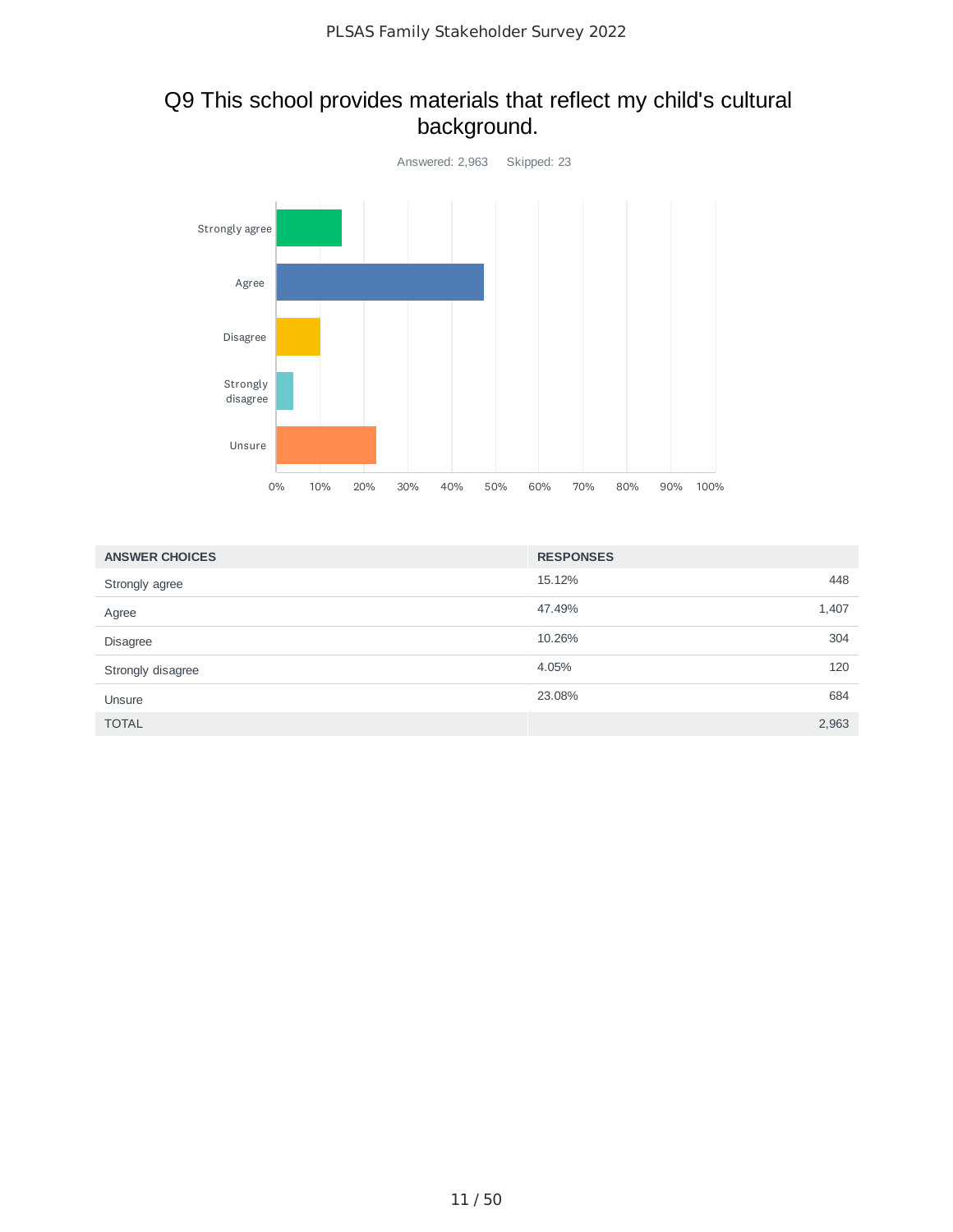## Q9 This school provides materials that reflect my child's cultural background.

Answered: 2,963 Skipped: 23

| ANSWER CHOICES | RESPONSES | |
|---|---|---|
| Strongly agree | 15.12% | 448 |
| Agree | 47.49% | 1,407 |
| Disagree | 10.26% | 304 |
| Strongly disagree | 4.05% | 120 |
| Unsure | 23.08% | 684 |
| TOTAL | | 2,963 |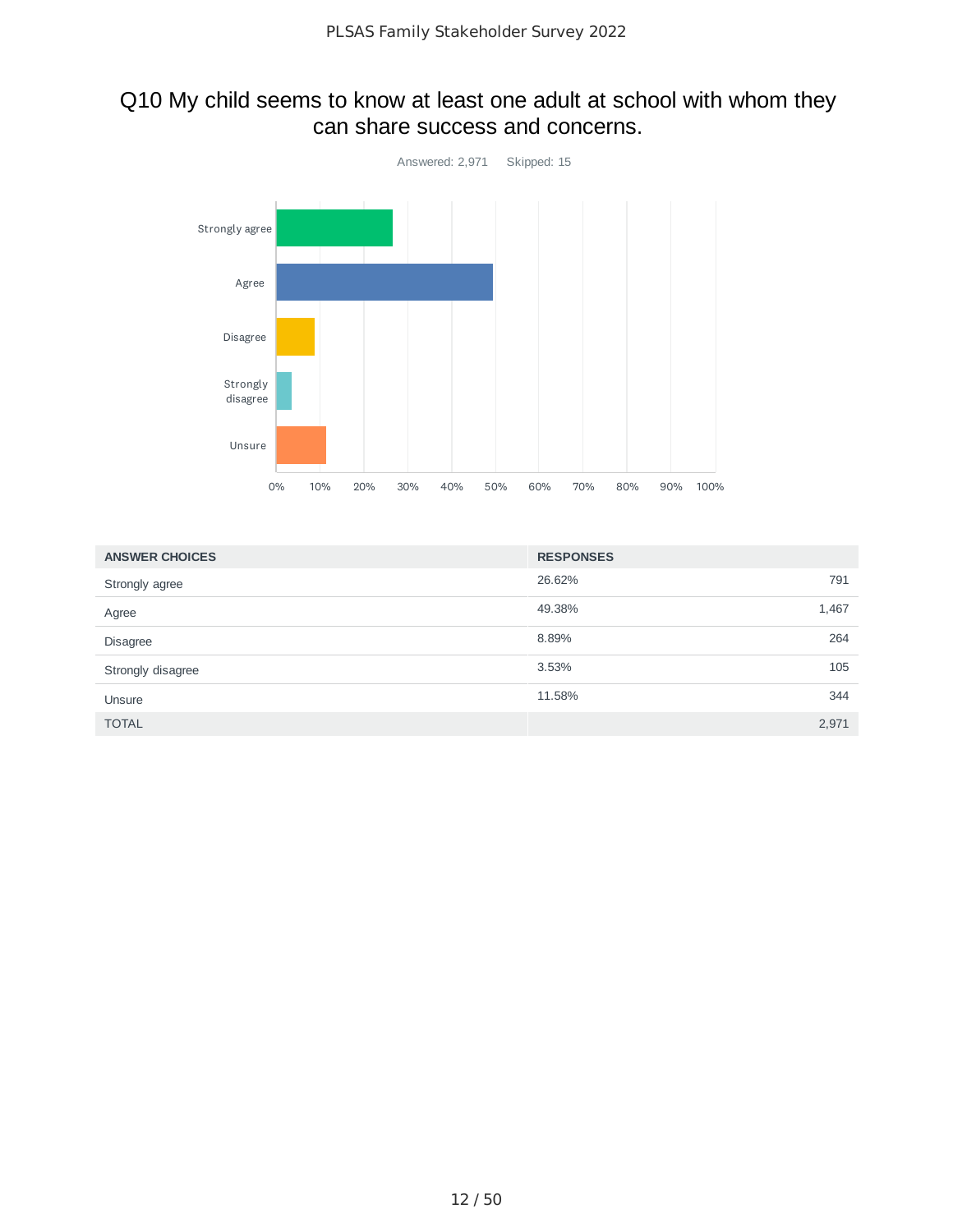## Q10 My child seems to know at least one adult at school with whom they can share success and concerns.

Answered: 2,971 Skipped: 15

| ANSWER CHOICES | RESPONSES | |
|---|---|---|
| Strongly agree | 26.62% | 791 |
| Agree | 49.38% | 1,467 |
| Disagree | 8.89% | 264 |
| Strongly disagree | 3.53% | 105 |
| Unsure | 11.58% | 344 |
| TOTAL | | 2,971 |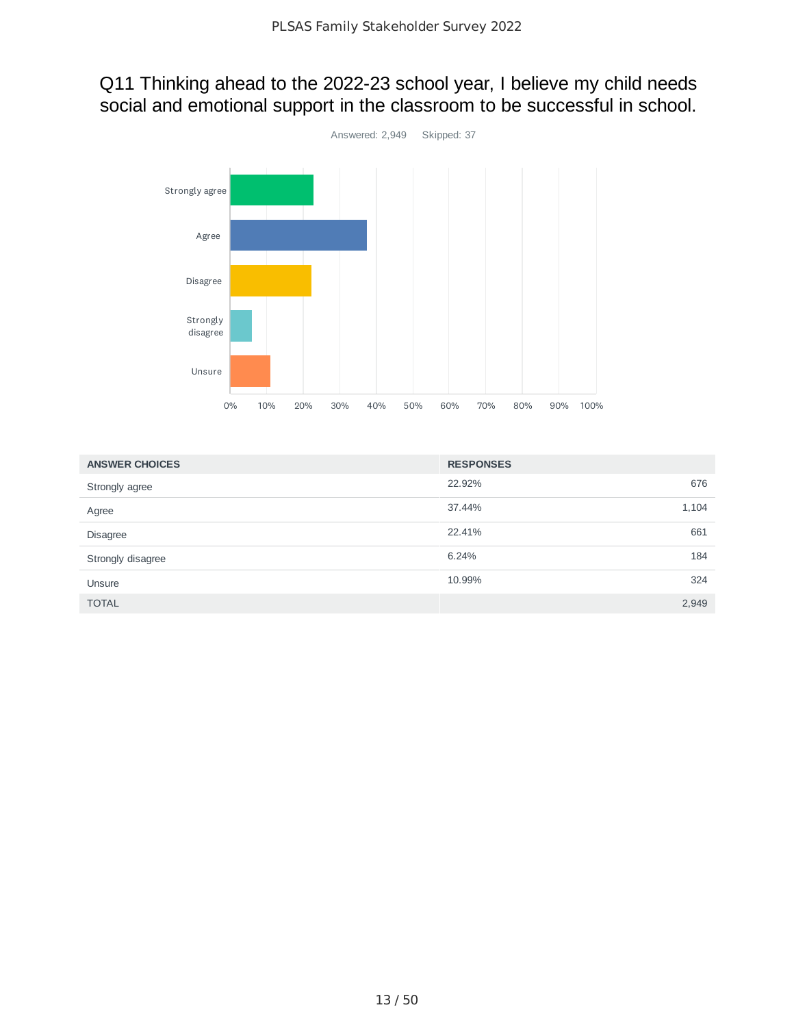## Q11 Thinking ahead to the 2022-23 school year, I believe my child needs social and emotional support in the classroom to be successful in school.

Answered: 2,949 Skipped: 37

| ANSWER CHOICES | RESPONSES | |
|---|---|---|
| Strongly agree | 22.92% | 676 |
| Agree | 37.44% | 1,104 |
| Disagree | 22.41% | 661 |
| Strongly disagree | 6.24% | 184 |
| Unsure | 10.99% | 324 |
| TOTAL | | 2,949 |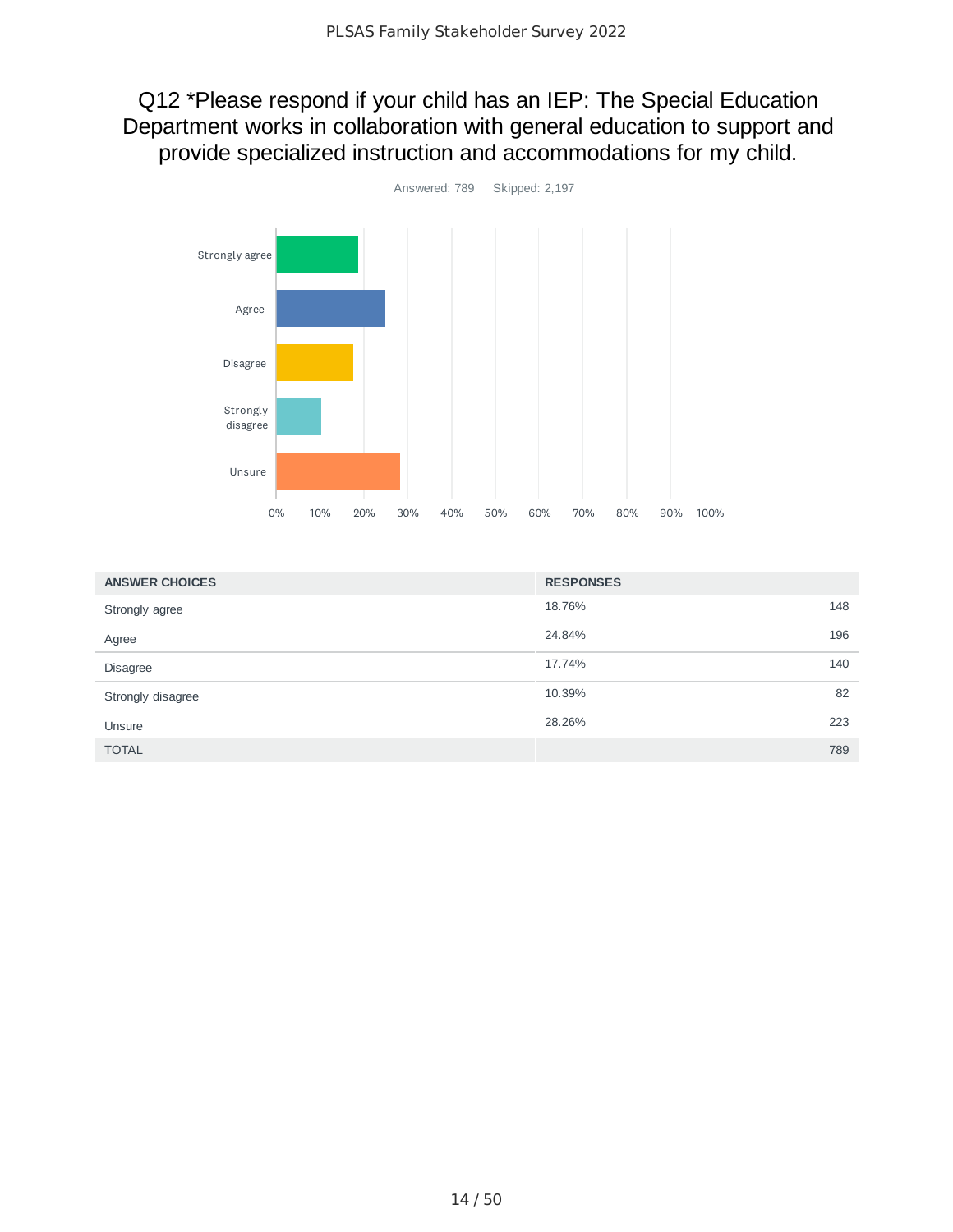## Q12 *Please respond if your child has an IEP: The Special Education Department works in collaboration with general education to support and provide specialized instruction and accommodations for my child.

Answered: 789 Skipped: 2,197

| ANSWER CHOICES | RESPONSES | |
|---|---|---|
| Strongly agree | 18.76% | 148 |
| Agree | 24.84% | 196 |
| Disagree | 17.74% | 140 |
| Strongly disagree | 10.39% | 82 |
| Unsure | 28.26% | 223 |
| TOTAL | | 789 |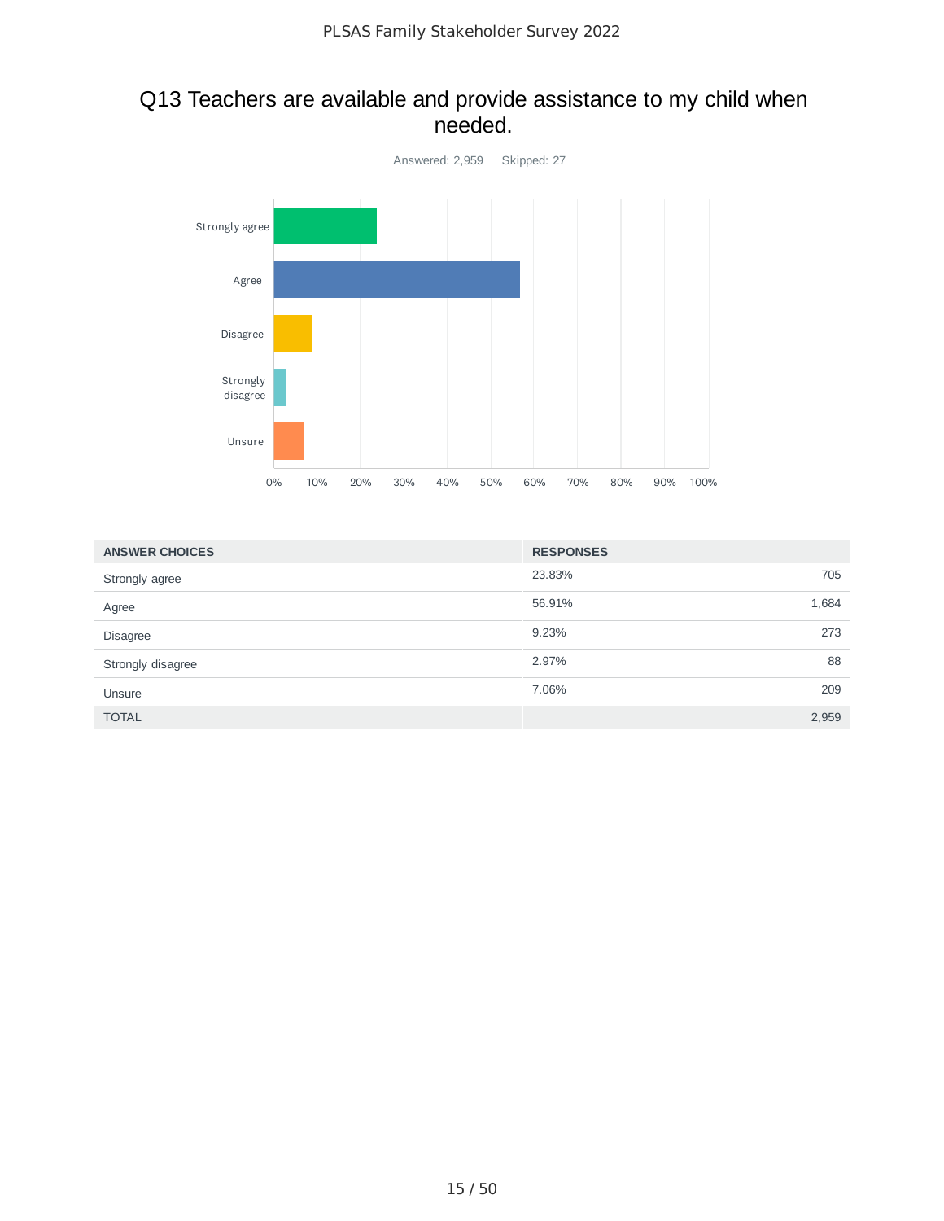## Q13 Teachers are available and provide assistance to my child when needed.

Answered: 2,959 Skipped: 27

| ANSWER CHOICES | RESPONSES | |
|---|---|---|
| Strongly agree | 23.83% | 705 |
| Agree | 56.91% | 1,684 |
| Disagree | 9.23% | 273 |
| Strongly disagree | 2.97% | 88 |
| Unsure | 7.06% | 209 |
| TOTAL | | 2,959 |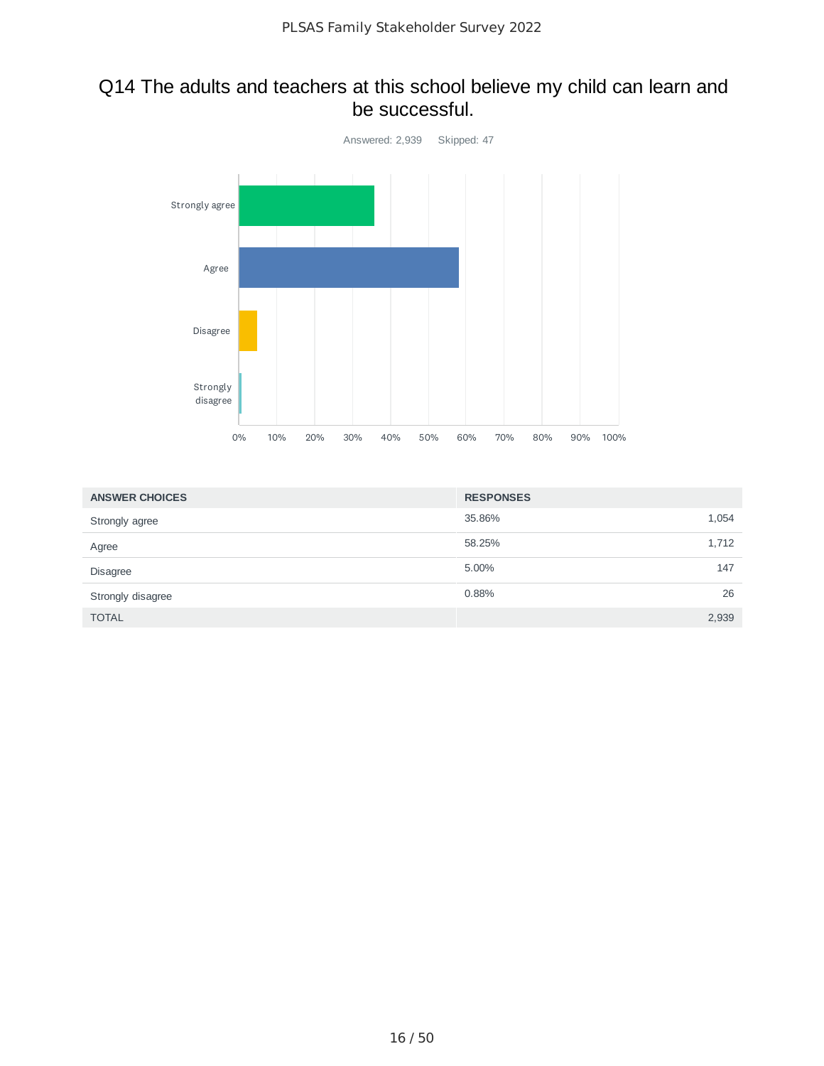## Q14 The adults and teachers at this school believe my child can learn and be successful.

Answered: 2,939 Skipped: 47

| ANSWER CHOICES | RESPONSES | |
|---|---|---|
| Strongly agree | 35.86% | 1,054 |
| Agree | 58.25% | 1,712 |
| Disagree | 5.00% | 147 |
| Strongly disagree | 0.88% | 26 |
| TOTAL | | 2,939 |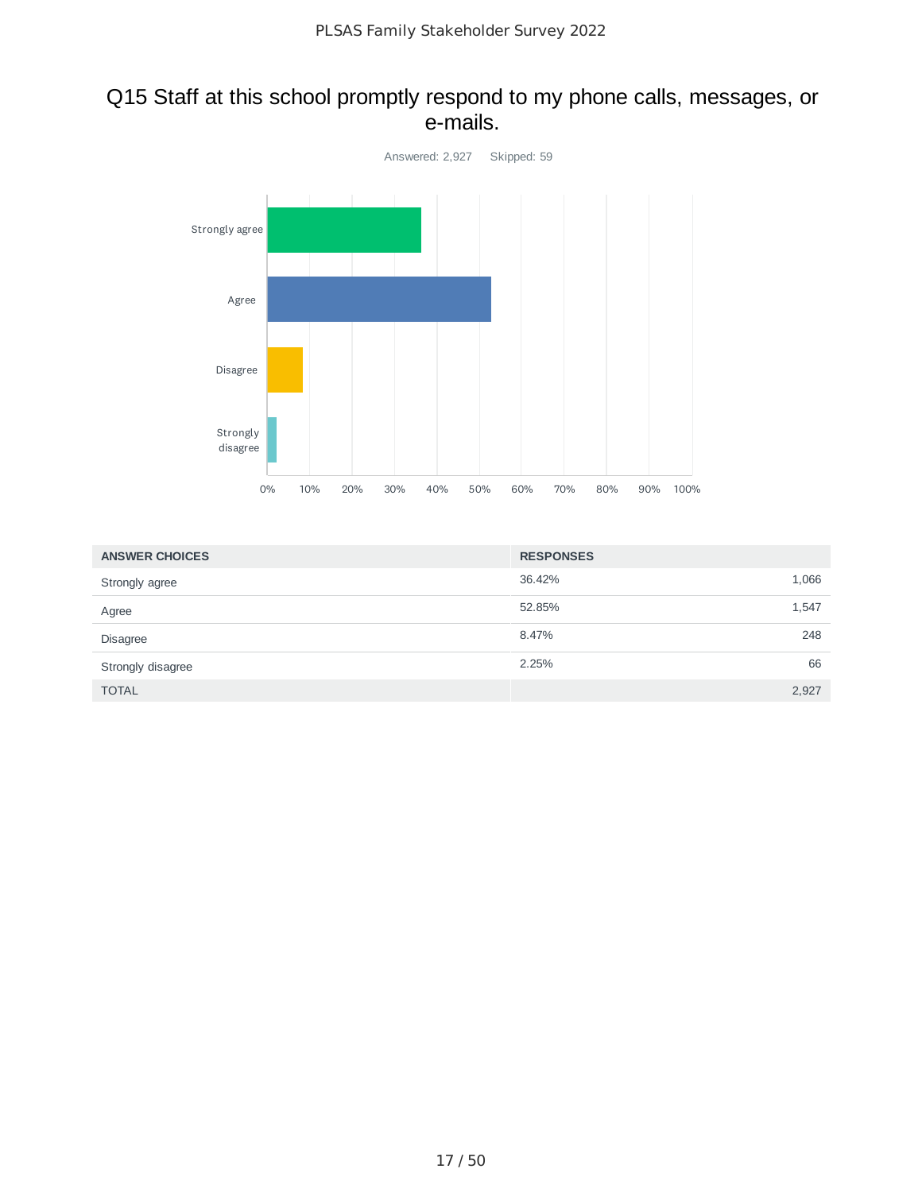## Q15 Staff at this school promptly respond to my phone calls, messages, or e-mails.

Answered: 2,927 Skipped: 59

| ANSWER CHOICES | RESPONSES | |
|---|---|---|
| Strongly agree | 36.42% | 1,066 |
| Agree | 52.85% | 1,547 |
| Disagree | 8.47% | 248 |
| Strongly disagree | 2.25% | 66 |
| TOTAL | | 2,927 |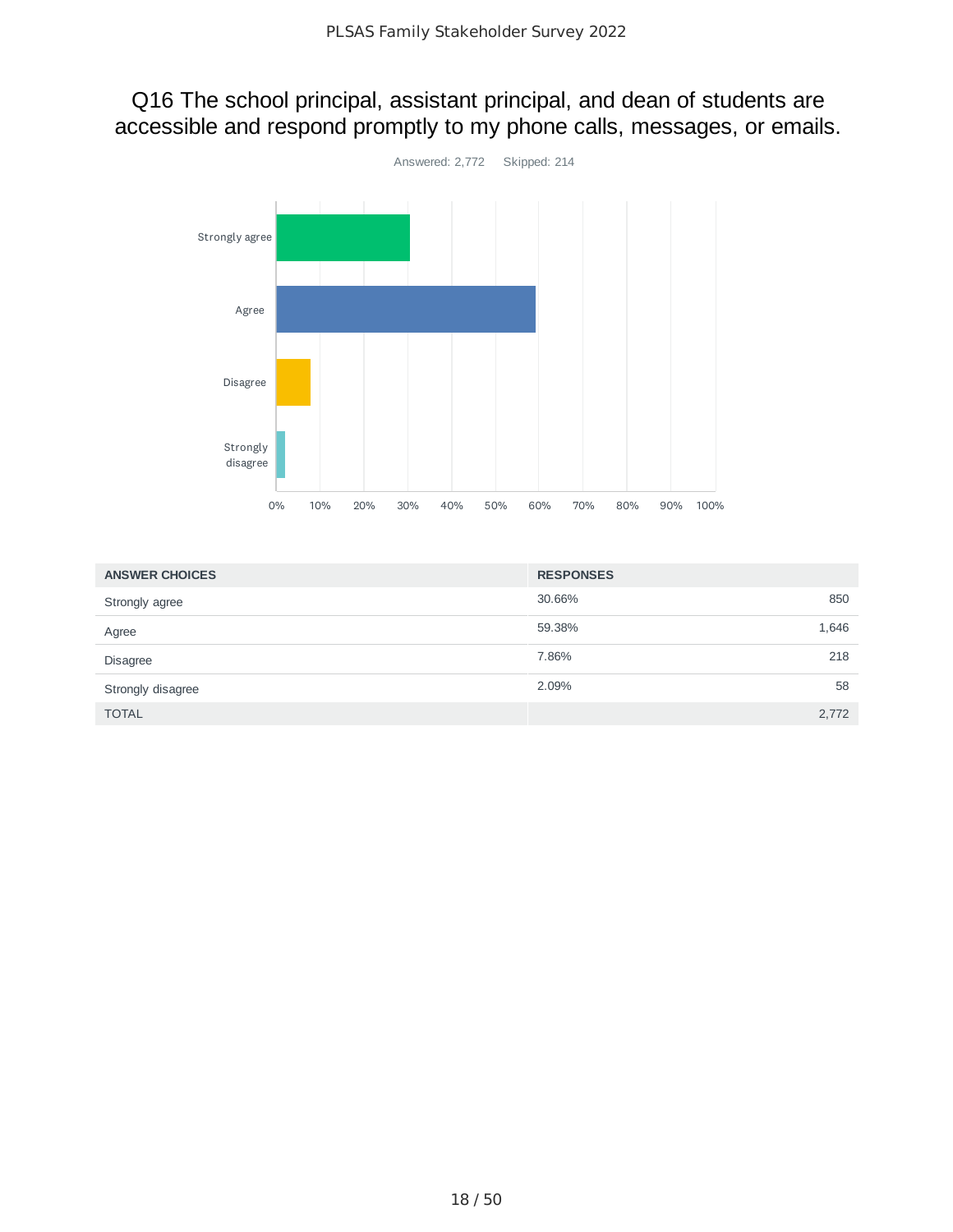## Q16 The school principal, assistant principal, and dean of students are accessible and respond promptly to my phone calls, messages, or emails.

Answered: 2,772 Skipped: 214

| ANSWER CHOICES | RESPONSES | |
|---|---|---|
| Strongly agree | 30.66% | 850 |
| Agree | 59.38% | 1,646 |
| Disagree | 7.86% | 218 |
| Strongly disagree | 2.09% | 58 |
| TOTAL | | 2,772 |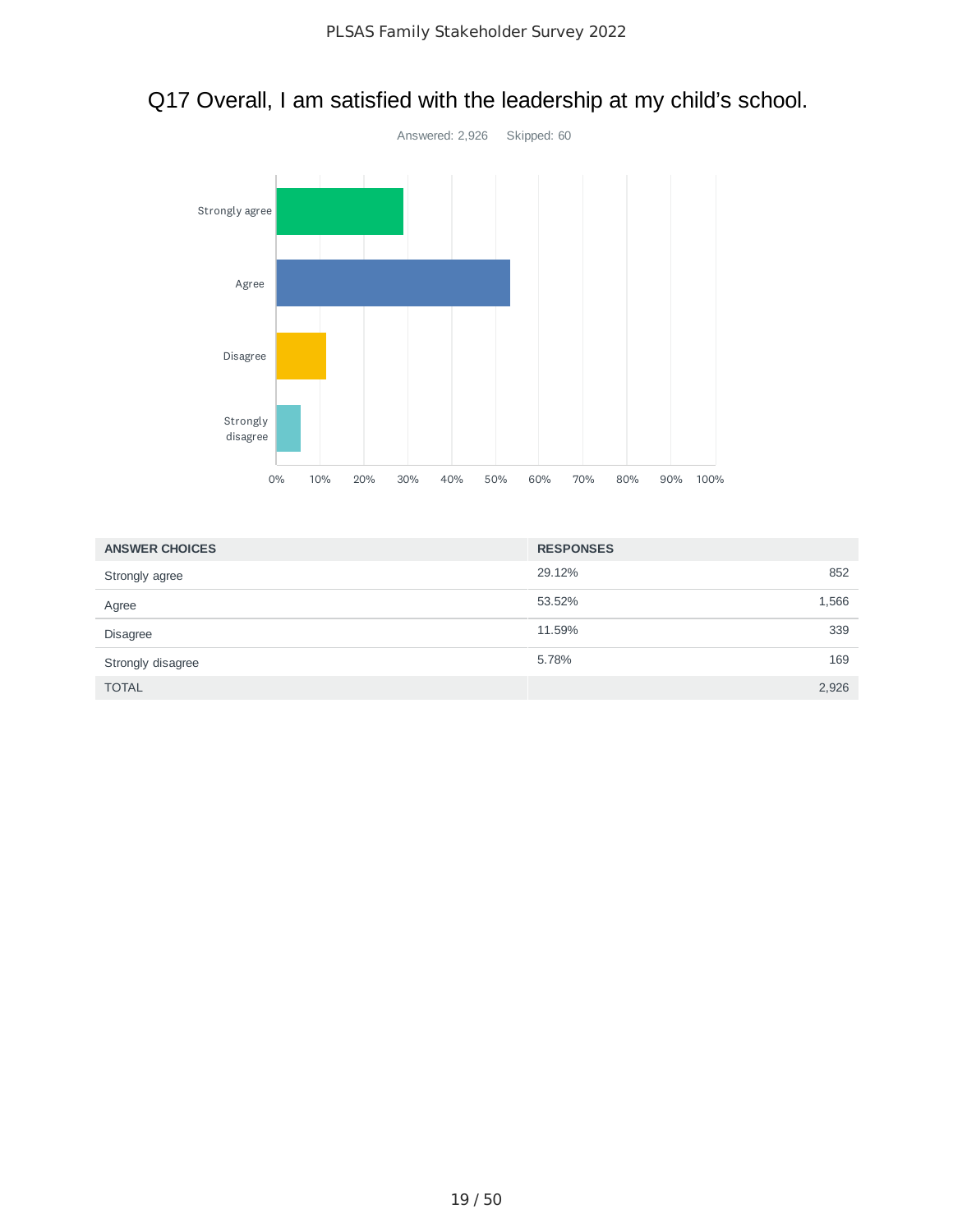## Q17 Overall, I am satisfied with the leadership at my child's school.

Answered: 2,926 Skipped: 60

| ANSWER CHOICES | RESPONSES | |
|---|---|---|
| Strongly agree | 29.12% | 852 |
| Agree | 53.52% | 1,566 |
| Disagree | 11.59% | 339 |
| Strongly disagree | 5.78% | 169 |
| TOTAL | | 2,926 |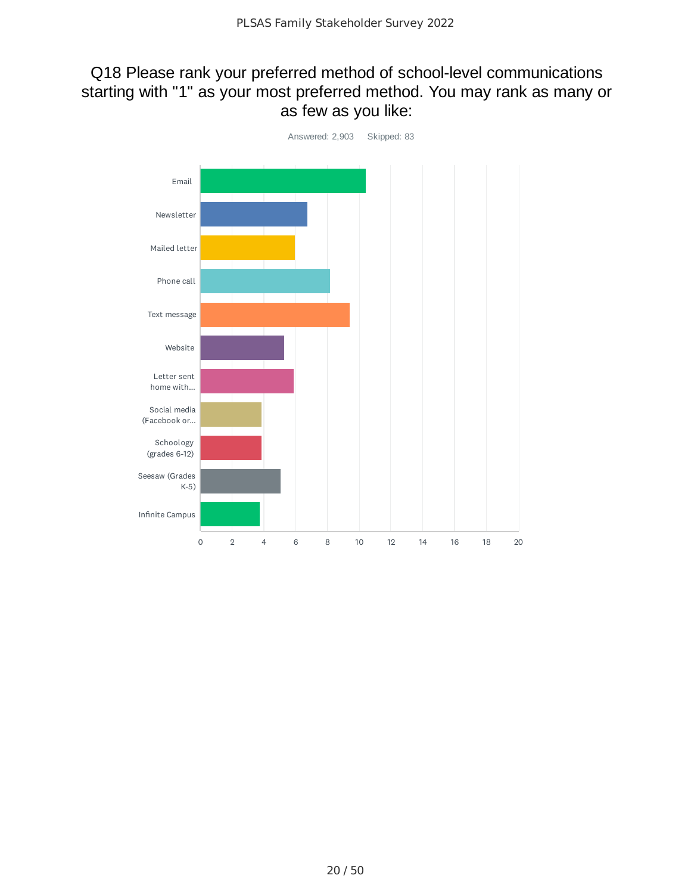## Q18 Please rank your preferred method of school-level communications starting with "1" as your most preferred method. You may rank as many or as few as you like:

Answered: 2,903 Skipped: 83

| Option | Value (approx.) |
| --- | --- |
| Email | 10.4 |
| Newsletter | 6.7 |
| Mailed letter | 5.9 |
| Phone call | 8.1 |
| Text message | 9.4 |
| Website | 5.3 |
| Letter sent home with... | 5.9 |
| Social media (Facebook or... | 3.8 |
| Schoology (grades 6-12) | 3.8 |
| Seesaw (Grades K-5) | 5.0 |
| Infinite Campus | 3.7 |

X-axis: 0, 2, 4, 6, 8, 10, 12, 14, 16, 18, 20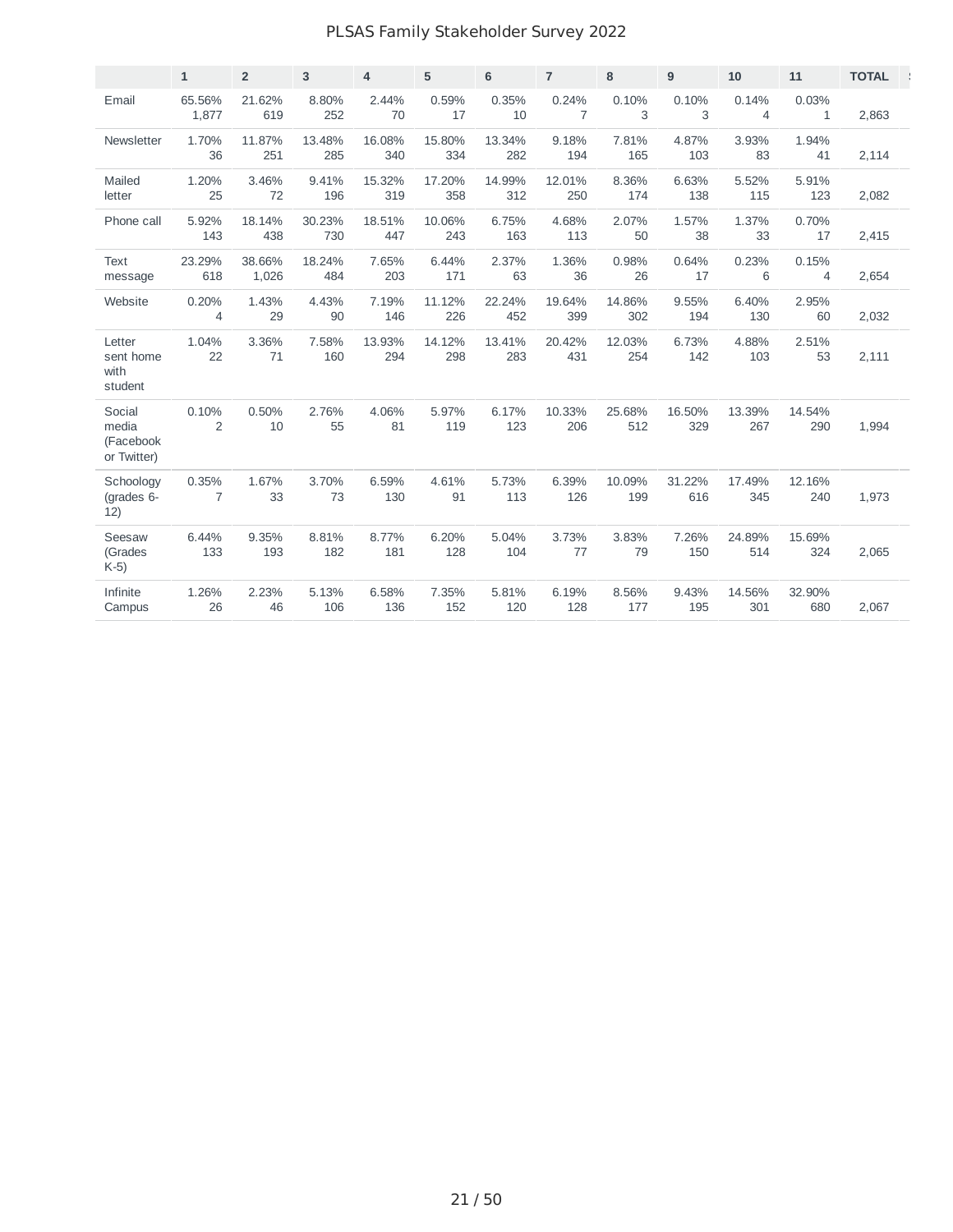| | 1 | 2 | 3 | 4 | 5 | 6 | 7 | 8 | 9 | 10 | 11 | TOTAL |
|---|---|---|---|---|---|---|---|---|---|---|---|---|
| Email | 65.56% 1,877 | 21.62% 619 | 8.80% 252 | 2.44% 70 | 0.59% 17 | 0.35% 10 | 0.24% 7 | 0.10% 3 | 0.10% 3 | 0.14% 4 | 0.03% 1 | 2,863 |
| Newsletter | 1.70% 36 | 11.87% 251 | 13.48% 285 | 16.08% 340 | 15.80% 334 | 13.34% 282 | 9.18% 194 | 7.81% 165 | 4.87% 103 | 3.93% 83 | 1.94% 41 | 2,114 |
| Mailed letter | 1.20% 25 | 3.46% 72 | 9.41% 196 | 15.32% 319 | 17.20% 358 | 14.99% 312 | 12.01% 250 | 8.36% 174 | 6.63% 138 | 5.52% 115 | 5.91% 123 | 2,082 |
| Phone call | 5.92% 143 | 18.14% 438 | 30.23% 730 | 18.51% 447 | 10.06% 243 | 6.75% 163 | 4.68% 113 | 2.07% 50 | 1.57% 38 | 1.37% 33 | 0.70% 17 | 2,415 |
| Text message | 23.29% 618 | 38.66% 1,026 | 18.24% 484 | 7.65% 203 | 6.44% 171 | 2.37% 63 | 1.36% 36 | 0.98% 26 | 0.64% 17 | 0.23% 6 | 0.15% 4 | 2,654 |
| Website | 0.20% 4 | 1.43% 29 | 4.43% 90 | 7.19% 146 | 11.12% 226 | 22.24% 452 | 19.64% 399 | 14.86% 302 | 9.55% 194 | 6.40% 130 | 2.95% 60 | 2,032 |
| Letter sent home with student | 1.04% 22 | 3.36% 71 | 7.58% 160 | 13.93% 294 | 14.12% 298 | 13.41% 283 | 20.42% 431 | 12.03% 254 | 6.73% 142 | 4.88% 103 | 2.51% 53 | 2,111 |
| Social media (Facebook or Twitter) | 0.10% 2 | 0.50% 10 | 2.76% 55 | 4.06% 81 | 5.97% 119 | 6.17% 123 | 10.33% 206 | 25.68% 512 | 16.50% 329 | 13.39% 267 | 14.54% 290 | 1,994 |
| Schoology (grades 6-12) | 0.35% 7 | 1.67% 33 | 3.70% 73 | 6.59% 130 | 4.61% 91 | 5.73% 113 | 6.39% 126 | 10.09% 199 | 31.22% 616 | 17.49% 345 | 12.16% 240 | 1,973 |
| Seesaw (Grades K-5) | 6.44% 133 | 9.35% 193 | 8.81% 182 | 8.77% 181 | 6.20% 128 | 5.04% 104 | 3.73% 77 | 3.83% 79 | 7.26% 150 | 24.89% 514 | 15.69% 324 | 2,065 |
| Infinite Campus | 1.26% 26 | 2.23% 46 | 5.13% 106 | 6.58% 136 | 7.35% 152 | 5.81% 120 | 6.19% 128 | 8.56% 177 | 9.43% 195 | 14.56% 301 | 32.90% 680 | 2,067 |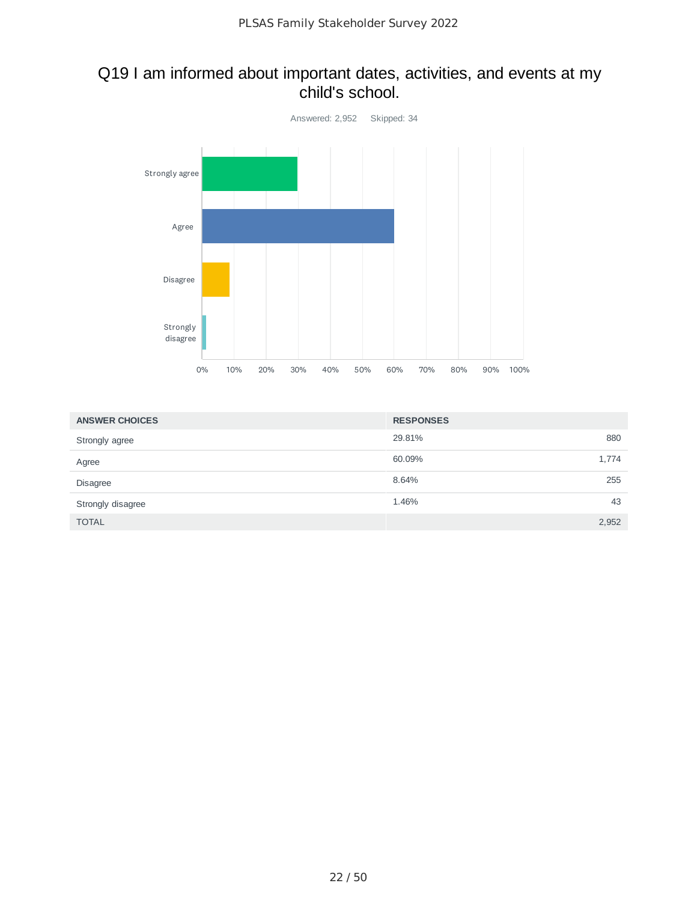## Q19 I am informed about important dates, activities, and events at my child's school.

Answered: 2,952 Skipped: 34

| ANSWER CHOICES | RESPONSES | |
|---|---|---|
| Strongly agree | 29.81% | 880 |
| Agree | 60.09% | 1,774 |
| Disagree | 8.64% | 255 |
| Strongly disagree | 1.46% | 43 |
| TOTAL | | 2,952 |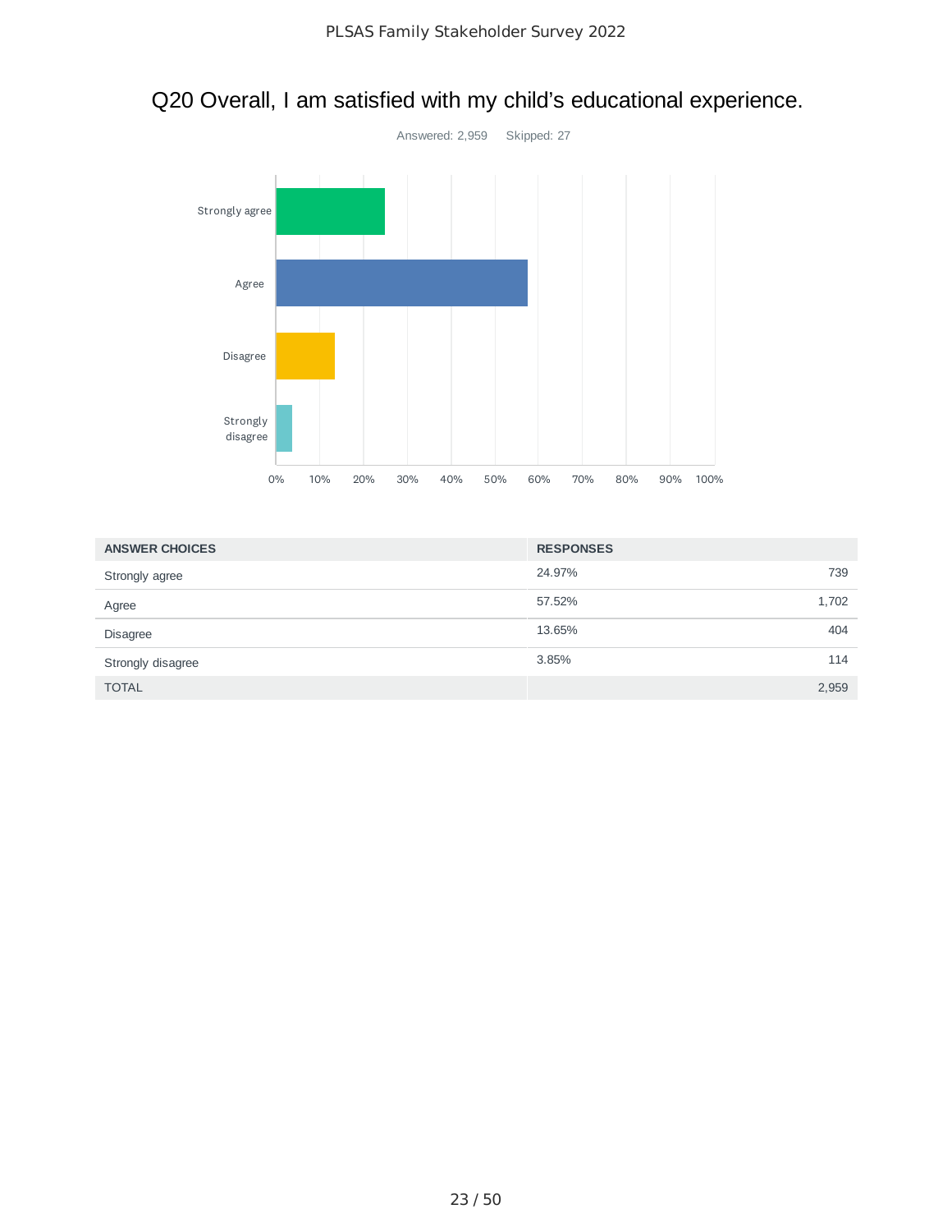# Q20 Overall, I am satisfied with my child's educational experience.

Answered: 2,959 Skipped: 27

| ANSWER CHOICES | RESPONSES | |
|---|---|---|
| Strongly agree | 24.97% | 739 |
| Agree | 57.52% | 1,702 |
| Disagree | 13.65% | 404 |
| Strongly disagree | 3.85% | 114 |
| TOTAL | | 2,959 |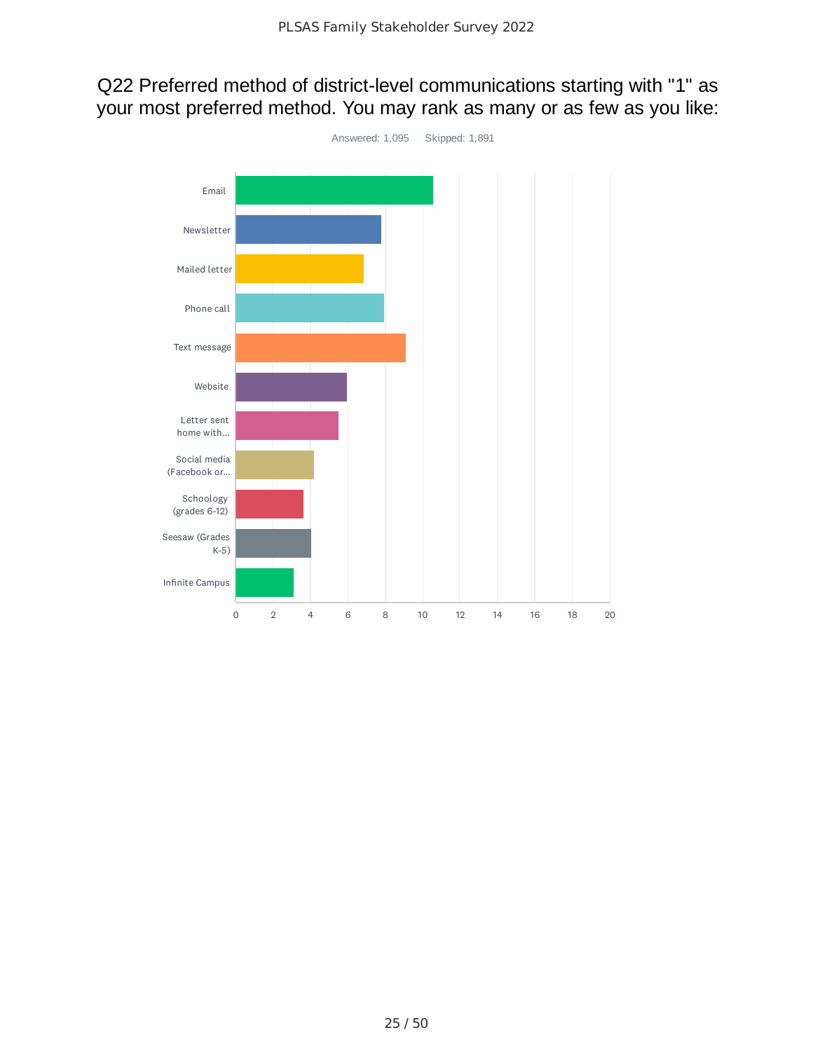## Q22 Preferred method of district-level communications starting with "1" as your most preferred method. You may rank as many or as few as you like:

Answered: 1,095 Skipped: 1,891

| Option | Approximate value (read from chart) |
|---|---|
| Email | 10.6 |
| Newsletter | 7.8 |
| Mailed letter | 6.9 |
| Phone call | 8.0 |
| Text message | 9.1 |
| Website | 6.0 |
| Letter sent home with... | 5.5 |
| Social media (Facebook or... | 4.2 |
| Schoology (grades 6-12) | 3.7 |
| Seesaw (Grades K-5) | 4.1 |
| Infinite Campus | 3.1 |

Axis: 0, 2, 4, 6, 8, 10, 12, 14, 16, 18, 20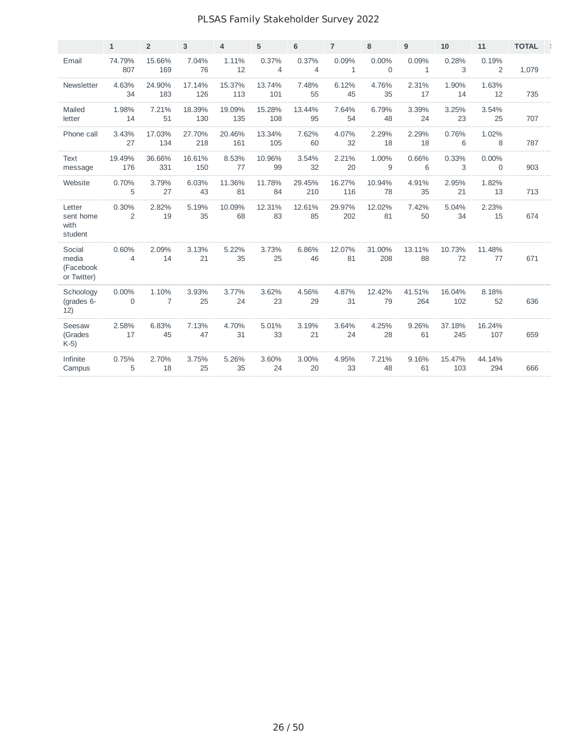|  | 1 | 2 | 3 | 4 | 5 | 6 | 7 | 8 | 9 | 10 | 11 | TOTAL |
|---|---|---|---|---|---|---|---|---|---|---|---|---|
| Email | 74.79% 807 | 15.66% 169 | 7.04% 76 | 1.11% 12 | 0.37% 4 | 0.37% 4 | 0.09% 1 | 0.00% 0 | 0.09% 1 | 0.28% 3 | 0.19% 2 | 1,079 |
| Newsletter | 4.63% 34 | 24.90% 183 | 17.14% 126 | 15.37% 113 | 13.74% 101 | 7.48% 55 | 6.12% 45 | 4.76% 35 | 2.31% 17 | 1.90% 14 | 1.63% 12 | 735 |
| Mailed letter | 1.98% 14 | 7.21% 51 | 18.39% 130 | 19.09% 135 | 15.28% 108 | 13.44% 95 | 7.64% 54 | 6.79% 48 | 3.39% 24 | 3.25% 23 | 3.54% 25 | 707 |
| Phone call | 3.43% 27 | 17.03% 134 | 27.70% 218 | 20.46% 161 | 13.34% 105 | 7.62% 60 | 4.07% 32 | 2.29% 18 | 2.29% 18 | 0.76% 6 | 1.02% 8 | 787 |
| Text message | 19.49% 176 | 36.66% 331 | 16.61% 150 | 8.53% 77 | 10.96% 99 | 3.54% 32 | 2.21% 20 | 1.00% 9 | 0.66% 6 | 0.33% 3 | 0.00% 0 | 903 |
| Website | 0.70% 5 | 3.79% 27 | 6.03% 43 | 11.36% 81 | 11.78% 84 | 29.45% 210 | 16.27% 116 | 10.94% 78 | 4.91% 35 | 2.95% 21 | 1.82% 13 | 713 |
| Letter sent home with student | 0.30% 2 | 2.82% 19 | 5.19% 35 | 10.09% 68 | 12.31% 83 | 12.61% 85 | 29.97% 202 | 12.02% 81 | 7.42% 50 | 5.04% 34 | 2.23% 15 | 674 |
| Social media (Facebook or Twitter) | 0.60% 4 | 2.09% 14 | 3.13% 21 | 5.22% 35 | 3.73% 25 | 6.86% 46 | 12.07% 81 | 31.00% 208 | 13.11% 88 | 10.73% 72 | 11.48% 77 | 671 |
| Schoology (grades 6-12) | 0.00% 0 | 1.10% 7 | 3.93% 25 | 3.77% 24 | 3.62% 23 | 4.56% 29 | 4.87% 31 | 12.42% 79 | 41.51% 264 | 16.04% 102 | 8.18% 52 | 636 |
| Seesaw (Grades K-5) | 2.58% 17 | 6.83% 45 | 7.13% 47 | 4.70% 31 | 5.01% 33 | 3.19% 21 | 3.64% 24 | 4.25% 28 | 9.26% 61 | 37.18% 245 | 16.24% 107 | 659 |
| Infinite Campus | 0.75% 5 | 2.70% 18 | 3.75% 25 | 5.26% 35 | 3.60% 24 | 3.00% 20 | 4.95% 33 | 7.21% 48 | 9.16% 61 | 15.47% 103 | 44.14% 294 | 666 |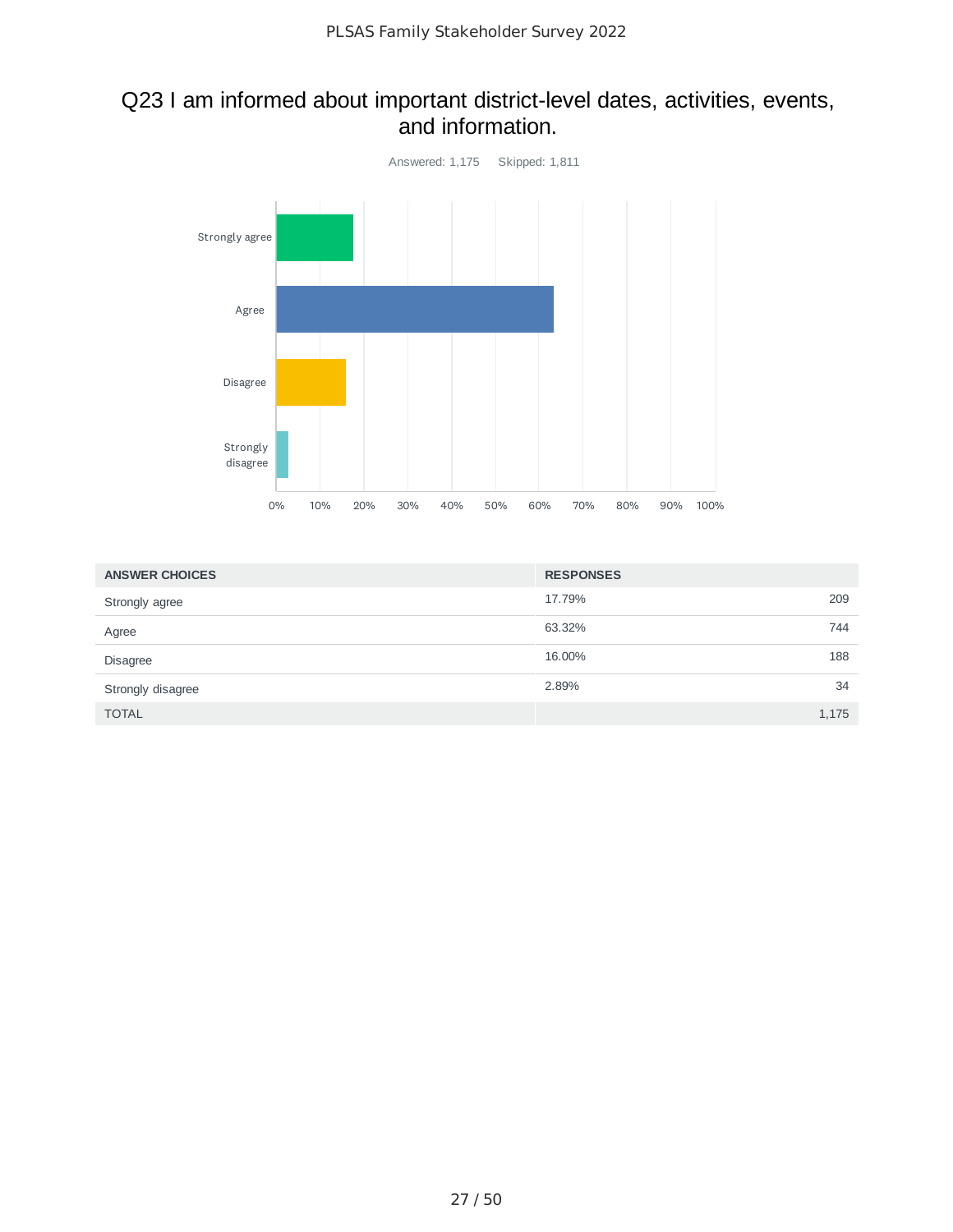## Q23 I am informed about important district-level dates, activities, events, and information.

Answered: 1,175 Skipped: 1,811

| ANSWER CHOICES | RESPONSES | |
|---|---|---|
| Strongly agree | 17.79% | 209 |
| Agree | 63.32% | 744 |
| Disagree | 16.00% | 188 |
| Strongly disagree | 2.89% | 34 |
| TOTAL | | 1,175 |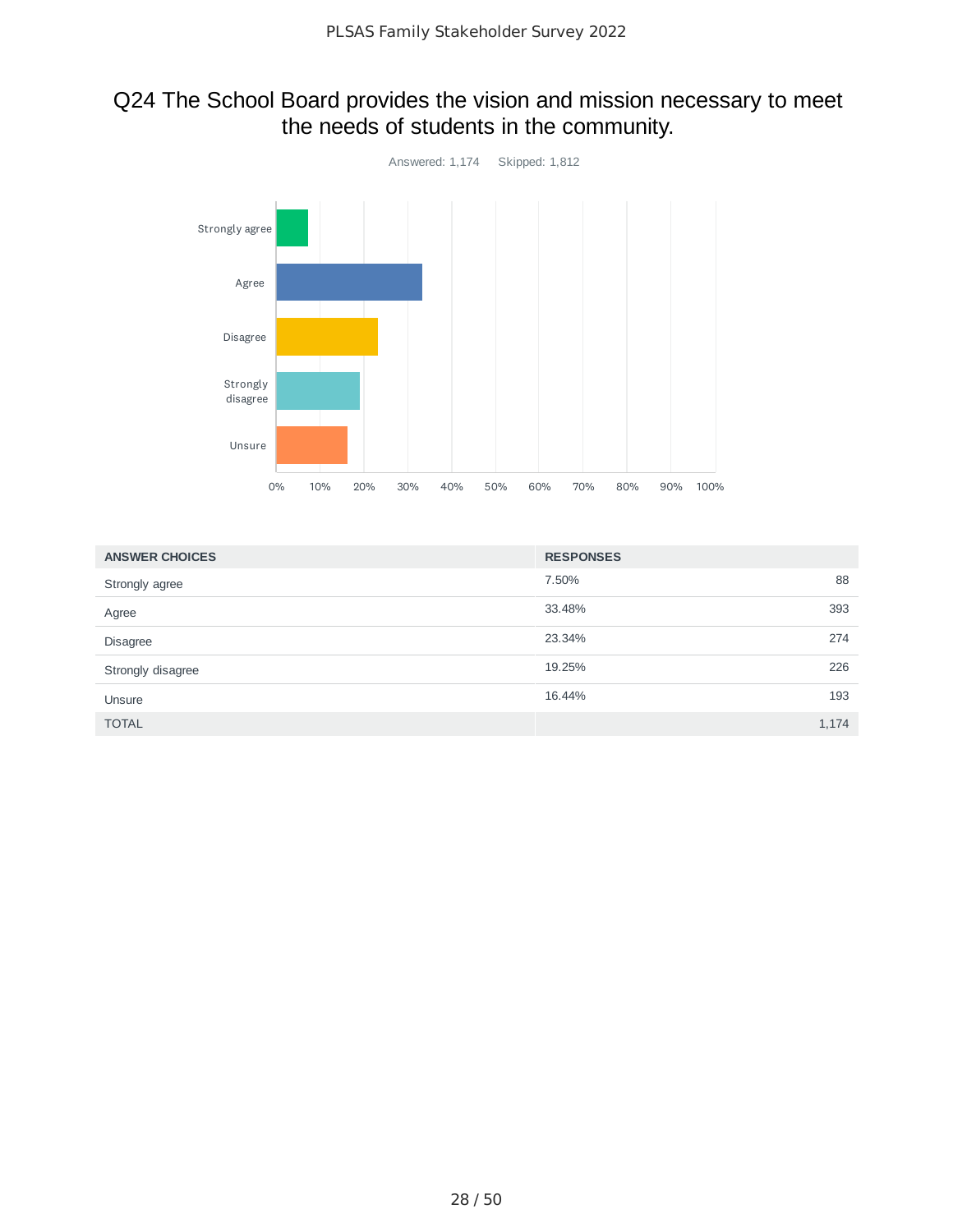## Q24 The School Board provides the vision and mission necessary to meet the needs of students in the community.

Answered: 1,174 Skipped: 1,812

| ANSWER CHOICES | RESPONSES | |
|---|---|---|
| Strongly agree | 7.50% | 88 |
| Agree | 33.48% | 393 |
| Disagree | 23.34% | 274 |
| Strongly disagree | 19.25% | 226 |
| Unsure | 16.44% | 193 |
| TOTAL | | 1,174 |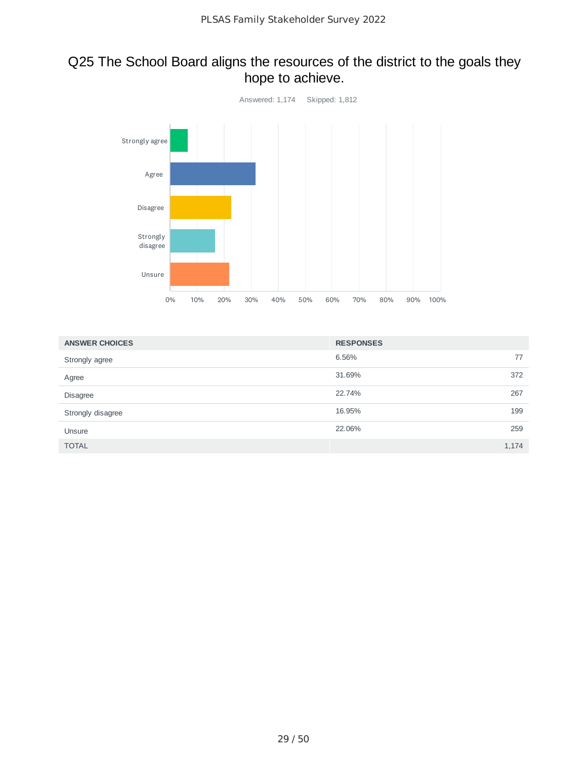## Q25 The School Board aligns the resources of the district to the goals they hope to achieve.

Answered: 1,174 Skipped: 1,812

| ANSWER CHOICES | RESPONSES | |
|---|---|---|
| Strongly agree | 6.56% | 77 |
| Agree | 31.69% | 372 |
| Disagree | 22.74% | 267 |
| Strongly disagree | 16.95% | 199 |
| Unsure | 22.06% | 259 |
| TOTAL | | 1,174 |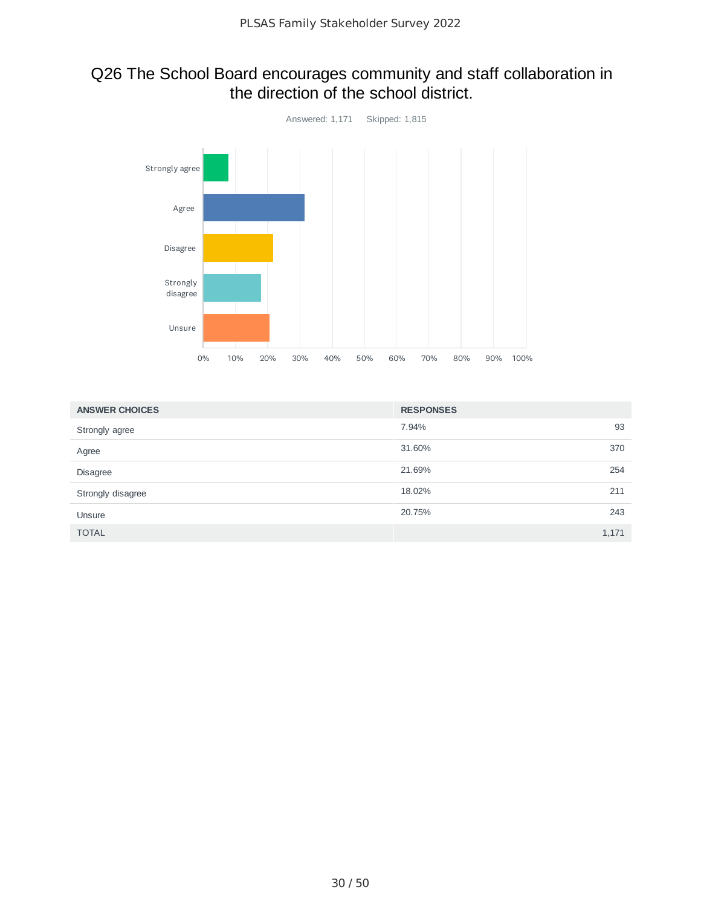## Q26 The School Board encourages community and staff collaboration in the direction of the school district.

Answered: 1,171    Skipped: 1,815

| ANSWER CHOICES | RESPONSES | |
|---|---|---|
| Strongly agree | 7.94% | 93 |
| Agree | 31.60% | 370 |
| Disagree | 21.69% | 254 |
| Strongly disagree | 18.02% | 211 |
| Unsure | 20.75% | 243 |
| TOTAL | | 1,171 |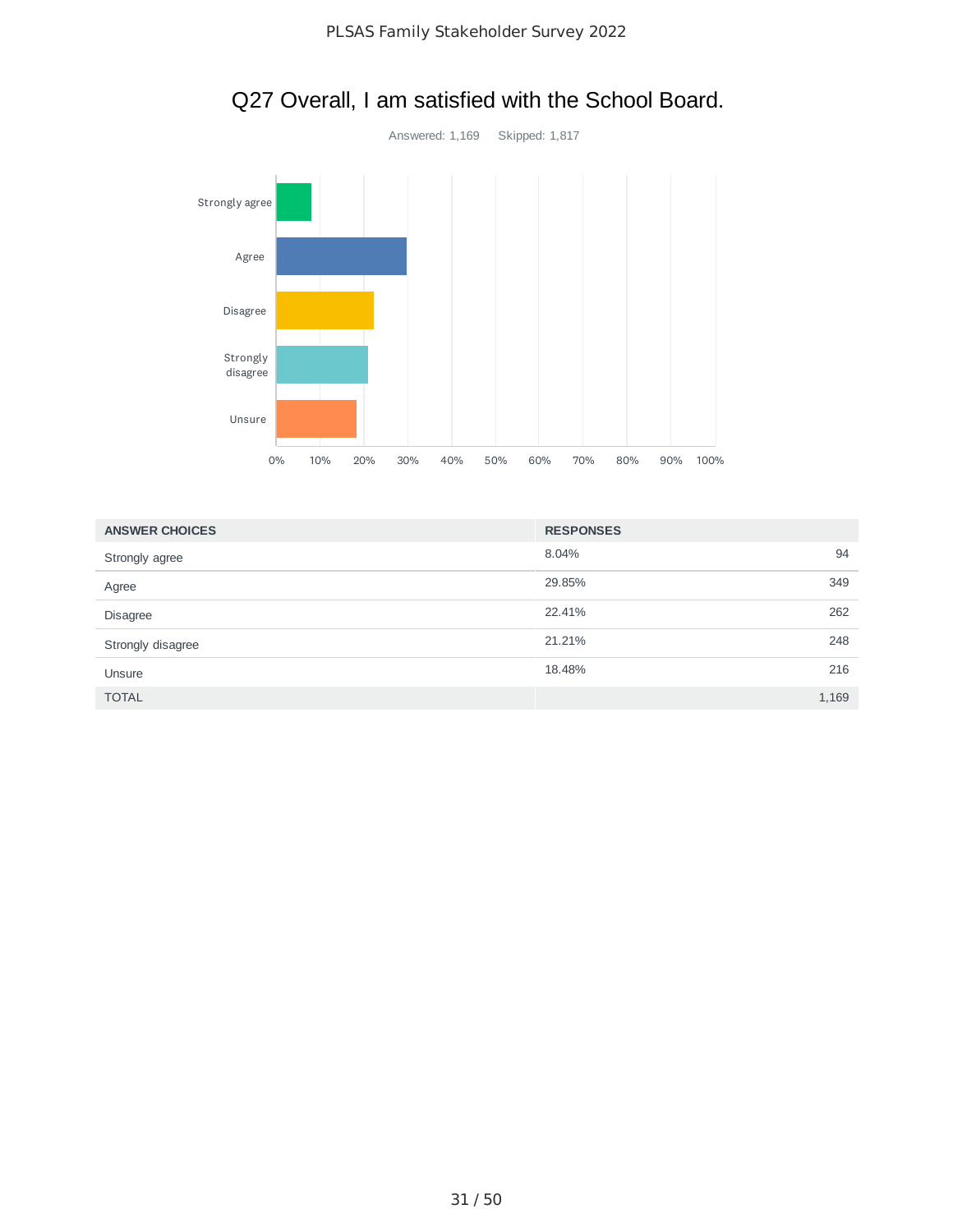## Q27 Overall, I am satisfied with the School Board.

Answered: 1,169    Skipped: 1,817

Strongly agree

Agree

Disagree

Strongly disagree

Unsure

0% 10% 20% 30% 40% 50% 60% 70% 80% 90% 100%

| ANSWER CHOICES | RESPONSES | |
|---|---|---|
| Strongly agree | 8.04% | 94 |
| Agree | 29.85% | 349 |
| Disagree | 22.41% | 262 |
| Strongly disagree | 21.21% | 248 |
| Unsure | 18.48% | 216 |
| TOTAL | | 1,169 |